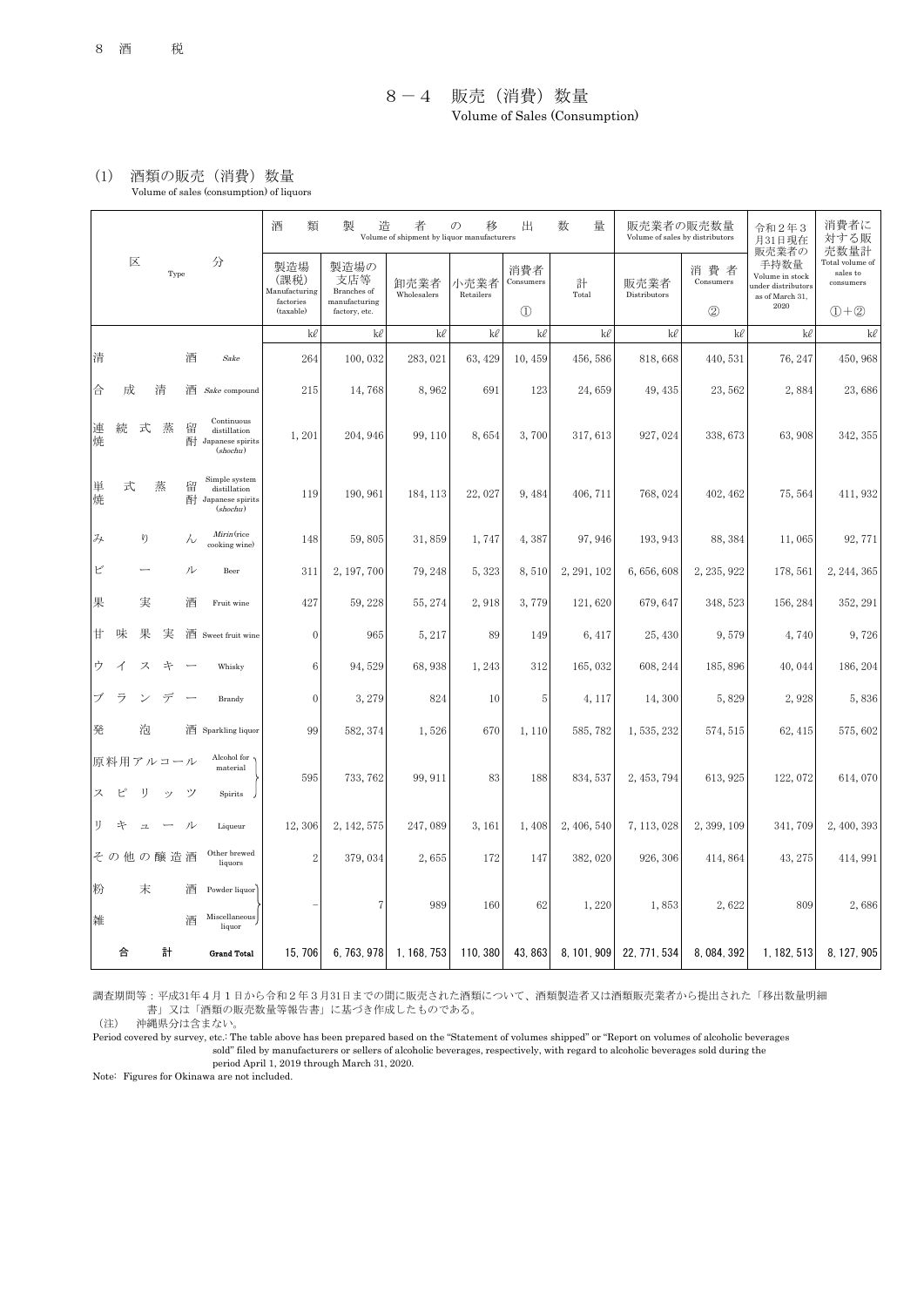# 8－4　販売（消費）数量
Volume of Sales (Consumption)

## (1)　酒類の販売（消費）数量
Volume of sales (consumption) of liquors

| 区分 Type | | 酒類製造者の移出数量 Volume of shipment by liquor manufacturers | | | | | | 販売業者の販売数量 Volume of sales by distributors | | 令和２年３月31日現在販売業者の手持数量 Volume in stock under distributors as of March 31, 2020 | 消費者に対する販売数量計 Total volume of sales to consumers |
|---|---|---|---|---|---|---|---|---|---|---|---|
| | | 製造場（課税） Manufacturing factories (taxable) | 製造場の支店等 Branches of manufacturing factory, etc. | 卸売業者 Wholesalers | 小売業者 Retailers | 消費者 Consumers ① | 計 Total | 販売業者 Distributors | 消費者 Consumers ② | | ①+② |
| | | kℓ | kℓ | kℓ | kℓ | kℓ | kℓ | kℓ | kℓ | kℓ | kℓ |
| 清酒 | *Sake* | 264 | 100,032 | 283,021 | 63,429 | 10,459 | 456,586 | 818,668 | 440,531 | 76,247 | 450,968 |
| 合成清酒 | *Sake* compound | 215 | 14,768 | 8,962 | 691 | 123 | 24,659 | 49,435 | 23,562 | 2,884 | 23,686 |
| 連続式蒸留焼酎 | Continuous distillation Japanese spirits (*shochu*) | 1,201 | 204,946 | 99,110 | 8,654 | 3,700 | 317,613 | 927,024 | 338,673 | 63,908 | 342,355 |
| 単式蒸留焼酎 | Simple system distillation Japanese spirits (*shochu*) | 119 | 190,961 | 184,113 | 22,027 | 9,484 | 406,711 | 768,024 | 402,462 | 75,564 | 411,932 |
| みりん | *Mirin* (rice cooking wine) | 148 | 59,805 | 31,859 | 1,747 | 4,387 | 97,946 | 193,943 | 88,384 | 11,065 | 92,771 |
| ビール | Beer | 311 | 2,197,700 | 79,248 | 5,323 | 8,510 | 2,291,102 | 6,656,608 | 2,235,922 | 178,561 | 2,244,365 |
| 果実酒 | Fruit wine | 427 | 59,228 | 55,274 | 2,918 | 3,779 | 121,620 | 679,647 | 348,523 | 156,284 | 352,291 |
| 甘味果実酒 | Sweet fruit wine | 0 | 965 | 5,217 | 89 | 149 | 6,417 | 25,430 | 9,579 | 4,740 | 9,726 |
| ウイスキー | Whisky | 6 | 94,529 | 68,938 | 1,243 | 312 | 165,032 | 608,244 | 185,896 | 40,044 | 186,204 |
| ブランデー | Brandy | 0 | 3,279 | 824 | 10 | 5 | 4,117 | 14,300 | 5,829 | 2,928 | 5,836 |
| 発泡酒 | Sparkling liquor | 99 | 582,374 | 1,526 | 670 | 1,110 | 585,782 | 1,535,232 | 574,515 | 62,415 | 575,602 |
| 原料用アルコール / スピリッツ | Alcohol for material / Spirits | 595 | 733,762 | 99,911 | 83 | 188 | 834,537 | 2,453,794 | 613,925 | 122,072 | 614,070 |
| リキュール | Liqueur | 12,306 | 2,142,575 | 247,089 | 3,161 | 1,408 | 2,406,540 | 7,113,028 | 2,399,109 | 341,709 | 2,400,393 |
| その他の醸造酒 | Other brewed liquors | 2 | 379,034 | 2,655 | 172 | 147 | 382,020 | 926,306 | 414,864 | 43,275 | 414,991 |
| 粉末酒 / 雑酒 | Powder liquor / Miscellaneous liquor | − | 7 | 989 | 160 | 62 | 1,220 | 1,853 | 2,622 | 809 | 2,686 |
| 合計 | **Grand Total** | 15,706 | 6,763,978 | 1,168,753 | 110,380 | 43,863 | 8,101,909 | 22,771,534 | 8,084,392 | 1,182,513 | 8,127,905 |

調査期間等：平成31年４月１日から令和２年３月31日までの間に販売された酒類について、酒類製造者又は酒類販売業者から提出された「移出数量明細書」又は「酒類の販売数量等報告書」に基づき作成したものである。

（注）　沖縄県分は含まない。

Period covered by survey, etc.: The table above has been prepared based on the "Statement of volumes shipped" or "Report on volumes of alcoholic beverages sold" filed by manufacturers or sellers of alcoholic beverages, respectively, with regard to alcoholic beverages sold during the period April 1, 2019 through March 31, 2020.

Note: Figures for Okinawa are not included.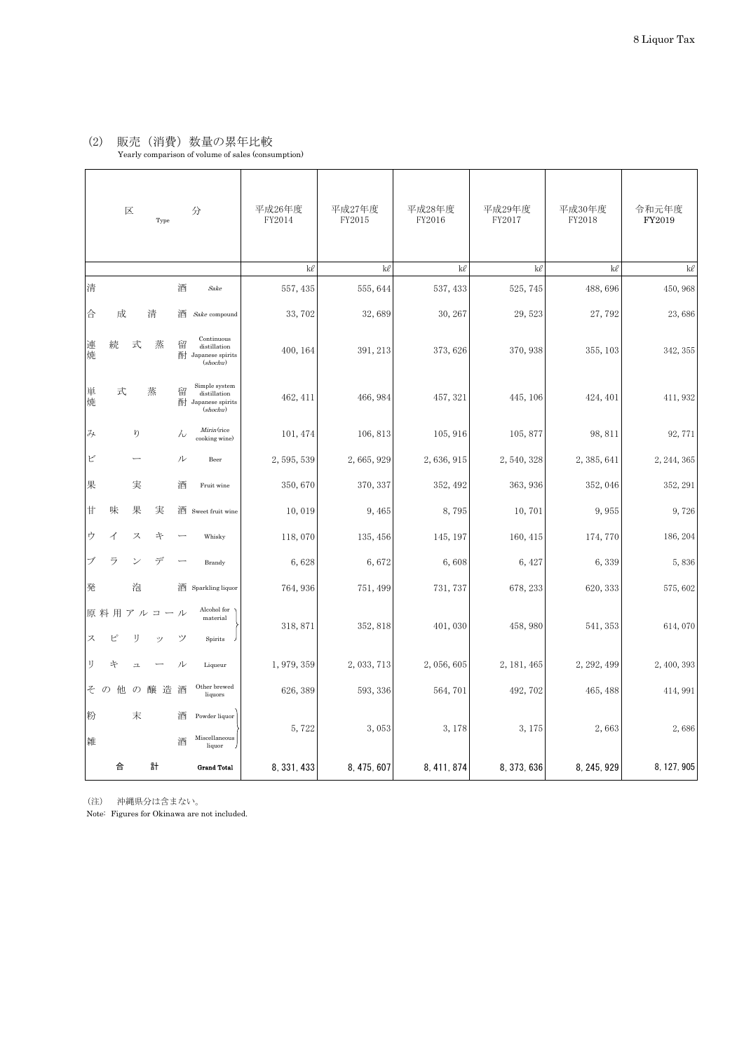## (2) 販売（消費）数量の累年比較

Yearly comparison of volume of sales (consumption)

| 区分 Type | | 平成26年度 FY2014 | 平成27年度 FY2015 | 平成28年度 FY2016 | 平成29年度 FY2017 | 平成30年度 FY2018 | 令和元年度 FY2019 |
|---|---|---|---|---|---|---|---|
| | | kℓ | kℓ | kℓ | kℓ | kℓ | kℓ |
| 清酒 | *Sake* | 557, 435 | 555, 644 | 537, 433 | 525, 745 | 488, 696 | 450, 968 |
| 合成清酒 | *Sake* compound | 33, 702 | 32, 689 | 30, 267 | 29, 523 | 27, 792 | 23, 686 |
| 連続式蒸留焼酎 | Continuous distillation Japanese spirits (*shochu*) | 400, 164 | 391, 213 | 373, 626 | 370, 938 | 355, 103 | 342, 355 |
| 単式蒸留焼酎 | Simple system distillation Japanese spirits (*shochu*) | 462, 411 | 466, 984 | 457, 321 | 445, 106 | 424, 401 | 411, 932 |
| みりん | *Mirin* (rice cooking wine) | 101, 474 | 106, 813 | 105, 916 | 105, 877 | 98, 811 | 92, 771 |
| ビール | Beer | 2, 595, 539 | 2, 665, 929 | 2, 636, 915 | 2, 540, 328 | 2, 385, 641 | 2, 244, 365 |
| 果実酒 | Fruit wine | 350, 670 | 370, 337 | 352, 492 | 363, 936 | 352, 046 | 352, 291 |
| 甘味果実酒 | Sweet fruit wine | 10, 019 | 9, 465 | 8, 795 | 10, 701 | 9, 955 | 9, 726 |
| ウイスキー | Whisky | 118, 070 | 135, 456 | 145, 197 | 160, 415 | 174, 770 | 186, 204 |
| ブランデー | Brandy | 6, 628 | 6, 672 | 6, 608 | 6, 427 | 6, 339 | 5, 836 |
| 発泡酒 | Sparkling liquor | 764, 936 | 751, 499 | 731, 737 | 678, 233 | 620, 333 | 575, 602 |
| 原料用アルコール スピリッツ | Alcohol for material Spirits | 318, 871 | 352, 818 | 401, 030 | 458, 980 | 541, 353 | 614, 070 |
| リキュール | Liqueur | 1, 979, 359 | 2, 033, 713 | 2, 056, 605 | 2, 181, 465 | 2, 292, 499 | 2, 400, 393 |
| その他の醸造酒 | Other brewed liquors | 626, 389 | 593, 336 | 564, 701 | 492, 702 | 465, 488 | 414, 991 |
| 粉末酒 雑酒 | Powder liquor Miscellaneous liquor | 5, 722 | 3, 053 | 3, 178 | 3, 175 | 2, 663 | 2, 686 |
| **合計** | **Grand Total** | **8, 331, 433** | **8, 475, 607** | **8, 411, 874** | **8, 373, 636** | **8, 245, 929** | **8, 127, 905** |

（注） 沖縄県分は含まない。

Note: Figures for Okinawa are not included.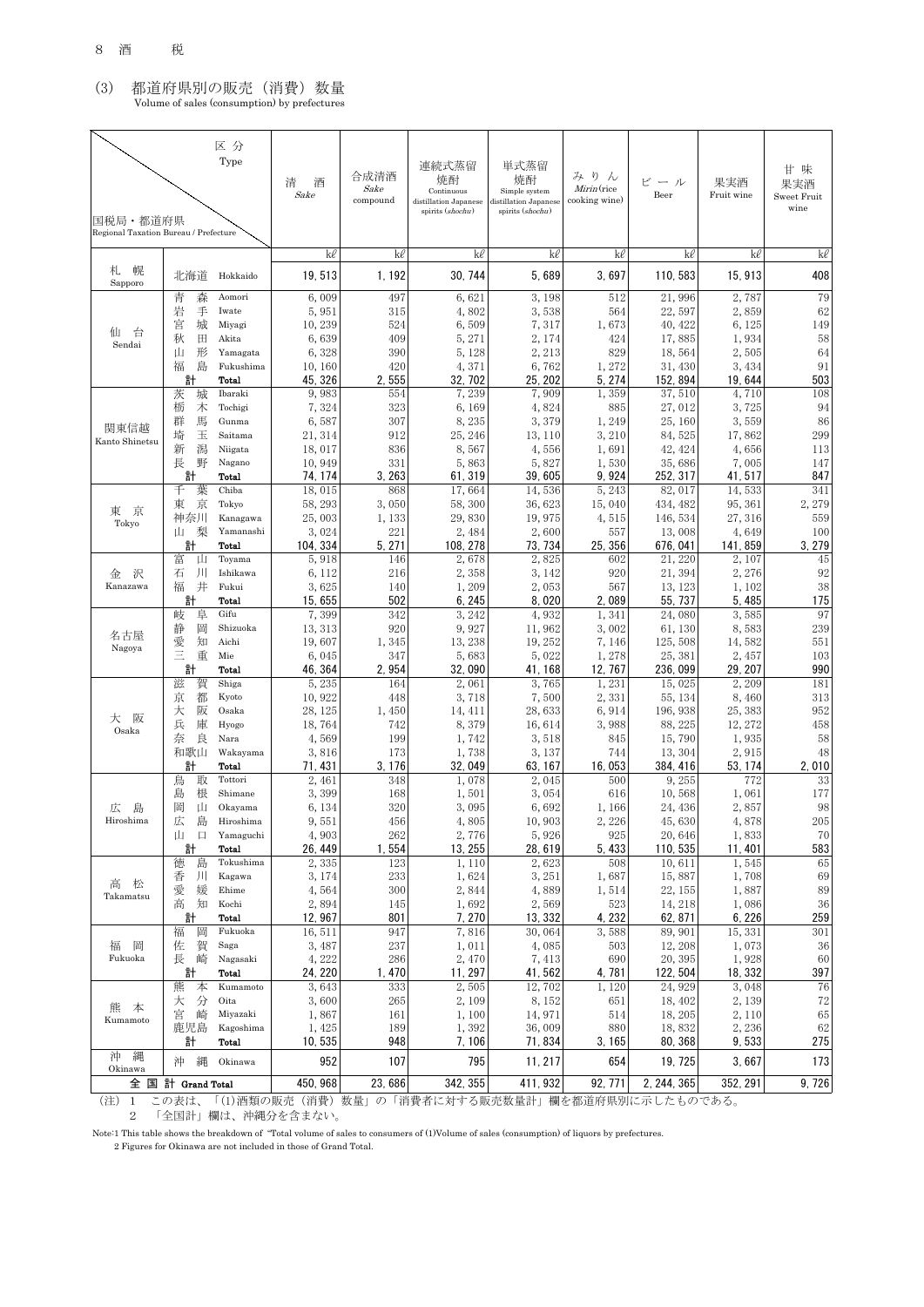## (3) 都道府県別の販売（消費）数量

Volume of sales (consumption) by prefectures

| 国税局・都道府県 Regional Taxation Bureau / Prefecture | | 清酒 Sake | 合成清酒 Sake compound | 連続式蒸留焼酎 Continuous distillation Japanese spirits (shochu) | 単式蒸留焼酎 Simple system distillation Japanese spirits (shochu) | みりん Mirin (rice cooking wine) | ビール Beer | 果実酒 Fruit wine | 甘味果実酒 Sweet Fruit wine |
|---|---|---|---|---|---|---|---|---|---|
| | | kℓ | kℓ | kℓ | kℓ | kℓ | kℓ | kℓ | kℓ |
| 札幌 Sapporo | 北海道 Hokkaido | 19,513 | 1,192 | 30,744 | 5,689 | 3,697 | 110,583 | 15,913 | 408 |
| 仙台 Sendai | 青森 Aomori | 6,009 | 497 | 6,621 | 3,198 | 512 | 21,996 | 2,787 | 79 |
| | 岩手 Iwate | 5,951 | 315 | 4,802 | 3,538 | 564 | 22,597 | 2,859 | 62 |
| | 宮城 Miyagi | 10,239 | 524 | 6,509 | 7,317 | 1,673 | 40,422 | 6,125 | 149 |
| | 秋田 Akita | 6,639 | 409 | 5,271 | 2,174 | 424 | 17,885 | 1,934 | 58 |
| | 山形 Yamagata | 6,328 | 390 | 5,128 | 2,213 | 829 | 18,564 | 2,505 | 64 |
| | 福島 Fukushima | 10,160 | 420 | 4,371 | 6,762 | 1,272 | 31,430 | 3,434 | 91 |
| | 計 Total | 45,326 | 2,555 | 32,702 | 25,202 | 5,274 | 152,894 | 19,644 | 503 |
| 関東信越 Kanto Shinetsu | 茨城 Ibaraki | 9,983 | 554 | 7,239 | 7,909 | 1,359 | 37,510 | 4,710 | 108 |
| | 栃木 Tochigi | 7,324 | 323 | 6,169 | 4,824 | 885 | 27,012 | 3,725 | 94 |
| | 群馬 Gunma | 6,587 | 307 | 8,235 | 3,379 | 1,249 | 25,160 | 3,559 | 86 |
| | 埼玉 Saitama | 21,314 | 912 | 25,246 | 13,110 | 3,210 | 84,525 | 17,862 | 299 |
| | 新潟 Niigata | 18,017 | 836 | 8,567 | 4,556 | 1,691 | 42,424 | 4,656 | 113 |
| | 長野 Nagano | 10,949 | 331 | 5,863 | 5,827 | 1,530 | 35,686 | 7,005 | 147 |
| | 計 Total | 74,174 | 3,263 | 61,319 | 39,605 | 9,924 | 252,317 | 41,517 | 847 |
| 東京 Tokyo | 千葉 Chiba | 18,015 | 868 | 17,664 | 14,536 | 5,243 | 82,017 | 14,533 | 341 |
| | 東京 Tokyo | 58,293 | 3,050 | 58,300 | 36,623 | 15,040 | 434,482 | 95,361 | 2,279 |
| | 神奈川 Kanagawa | 25,003 | 1,133 | 29,830 | 19,975 | 4,515 | 146,534 | 27,316 | 559 |
| | 山梨 Yamanashi | 3,024 | 221 | 2,484 | 2,600 | 557 | 13,008 | 4,649 | 100 |
| | 計 Total | 104,334 | 5,271 | 108,278 | 73,734 | 25,356 | 676,041 | 141,859 | 3,279 |
| 金沢 Kanazawa | 富山 Toyama | 5,918 | 146 | 2,678 | 2,825 | 602 | 21,220 | 2,107 | 45 |
| | 石川 Ishikawa | 6,112 | 216 | 2,358 | 3,142 | 920 | 21,394 | 2,276 | 92 |
| | 福井 Fukui | 3,625 | 140 | 1,209 | 2,053 | 567 | 13,123 | 1,102 | 38 |
| | 計 Total | 15,655 | 502 | 6,245 | 8,020 | 2,089 | 55,737 | 5,485 | 175 |
| 名古屋 Nagoya | 岐阜 Gifu | 7,399 | 342 | 3,242 | 4,932 | 1,341 | 24,080 | 3,585 | 97 |
| | 静岡 Shizuoka | 13,313 | 920 | 9,927 | 11,962 | 3,002 | 61,130 | 8,583 | 239 |
| | 愛知 Aichi | 19,607 | 1,345 | 13,238 | 19,252 | 7,146 | 125,508 | 14,582 | 551 |
| | 三重 Mie | 6,045 | 347 | 5,683 | 5,022 | 1,278 | 25,381 | 2,457 | 103 |
| | 計 Total | 46,364 | 2,954 | 32,090 | 41,168 | 12,767 | 236,099 | 29,207 | 990 |
| 大阪 Osaka | 滋賀 Shiga | 5,235 | 164 | 2,061 | 3,765 | 1,231 | 15,025 | 2,209 | 181 |
| | 京都 Kyoto | 10,922 | 448 | 3,718 | 7,500 | 2,331 | 55,134 | 8,460 | 313 |
| | 大阪 Osaka | 28,125 | 1,450 | 14,411 | 28,633 | 6,914 | 196,938 | 25,383 | 952 |
| | 兵庫 Hyogo | 18,764 | 742 | 8,379 | 16,614 | 3,988 | 88,225 | 12,272 | 458 |
| | 奈良 Nara | 4,569 | 199 | 1,742 | 3,518 | 845 | 15,790 | 1,935 | 58 |
| | 和歌山 Wakayama | 3,816 | 173 | 1,738 | 3,137 | 744 | 13,304 | 2,915 | 48 |
| | 計 Total | 71,431 | 3,176 | 32,049 | 63,167 | 16,053 | 384,416 | 53,174 | 2,010 |
| 広島 Hiroshima | 鳥取 Tottori | 2,461 | 348 | 1,078 | 2,045 | 500 | 9,255 | 772 | 33 |
| | 島根 Shimane | 3,399 | 168 | 1,501 | 3,054 | 616 | 10,568 | 1,061 | 177 |
| | 岡山 Okayama | 6,134 | 320 | 3,095 | 6,692 | 1,166 | 24,436 | 2,857 | 98 |
| | 広島 Hiroshima | 9,551 | 456 | 4,805 | 10,903 | 2,226 | 45,630 | 4,878 | 205 |
| | 山口 Yamaguchi | 4,903 | 262 | 2,776 | 5,926 | 925 | 20,646 | 1,833 | 70 |
| | 計 Total | 26,449 | 1,554 | 13,255 | 28,619 | 5,433 | 110,535 | 11,401 | 583 |
| 高松 Takamatsu | 徳島 Tokushima | 2,335 | 123 | 1,110 | 2,623 | 508 | 10,611 | 1,545 | 65 |
| | 香川 Kagawa | 3,174 | 233 | 1,624 | 3,251 | 1,687 | 15,887 | 1,708 | 69 |
| | 愛媛 Ehime | 4,564 | 300 | 2,844 | 4,889 | 1,514 | 22,155 | 1,887 | 89 |
| | 高知 Kochi | 2,894 | 145 | 1,692 | 2,569 | 523 | 14,218 | 1,086 | 36 |
| | 計 Total | 12,967 | 801 | 7,270 | 13,332 | 4,232 | 62,871 | 6,226 | 259 |
| 福岡 Fukuoka | 福岡 Fukuoka | 16,511 | 947 | 7,816 | 30,064 | 3,588 | 89,901 | 15,331 | 301 |
| | 佐賀 Saga | 3,487 | 237 | 1,011 | 4,085 | 503 | 12,208 | 1,073 | 36 |
| | 長崎 Nagasaki | 4,222 | 286 | 2,470 | 7,413 | 690 | 20,395 | 1,928 | 60 |
| | 計 Total | 24,220 | 1,470 | 11,297 | 41,562 | 4,781 | 122,504 | 18,332 | 397 |
| 熊本 Kumamoto | 熊本 Kumamoto | 3,643 | 333 | 2,505 | 12,702 | 1,120 | 24,929 | 3,048 | 76 |
| | 大分 Oita | 3,600 | 265 | 2,109 | 8,152 | 651 | 18,402 | 2,139 | 72 |
| | 宮崎 Miyazaki | 1,867 | 161 | 1,100 | 14,971 | 514 | 18,205 | 2,110 | 65 |
| | 鹿児島 Kagoshima | 1,425 | 189 | 1,392 | 36,009 | 880 | 18,832 | 2,236 | 62 |
| | 計 Total | 10,535 | 948 | 7,106 | 71,834 | 3,165 | 80,368 | 9,533 | 275 |
| 沖縄 Okinawa | 沖縄 Okinawa | 952 | 107 | 795 | 11,217 | 654 | 19,725 | 3,667 | 173 |
| 全国計 Grand Total | | 450,968 | 23,686 | 342,355 | 411,932 | 92,771 | 2,244,365 | 352,291 | 9,726 |

(注) 1 この表は、「(1)酒類の販売（消費）数量」の「消費者に対する販売数量計」欄を都道府県別に示したものである。
2 「全国計」欄は、沖縄分を含まない。

Note:1 This table shows the breakdown of "Total volume of sales to consumers of (1)Volume of sales (consumption) of liquors by prefectures.
2 Figures for Okinawa are not included in those of Grand Total.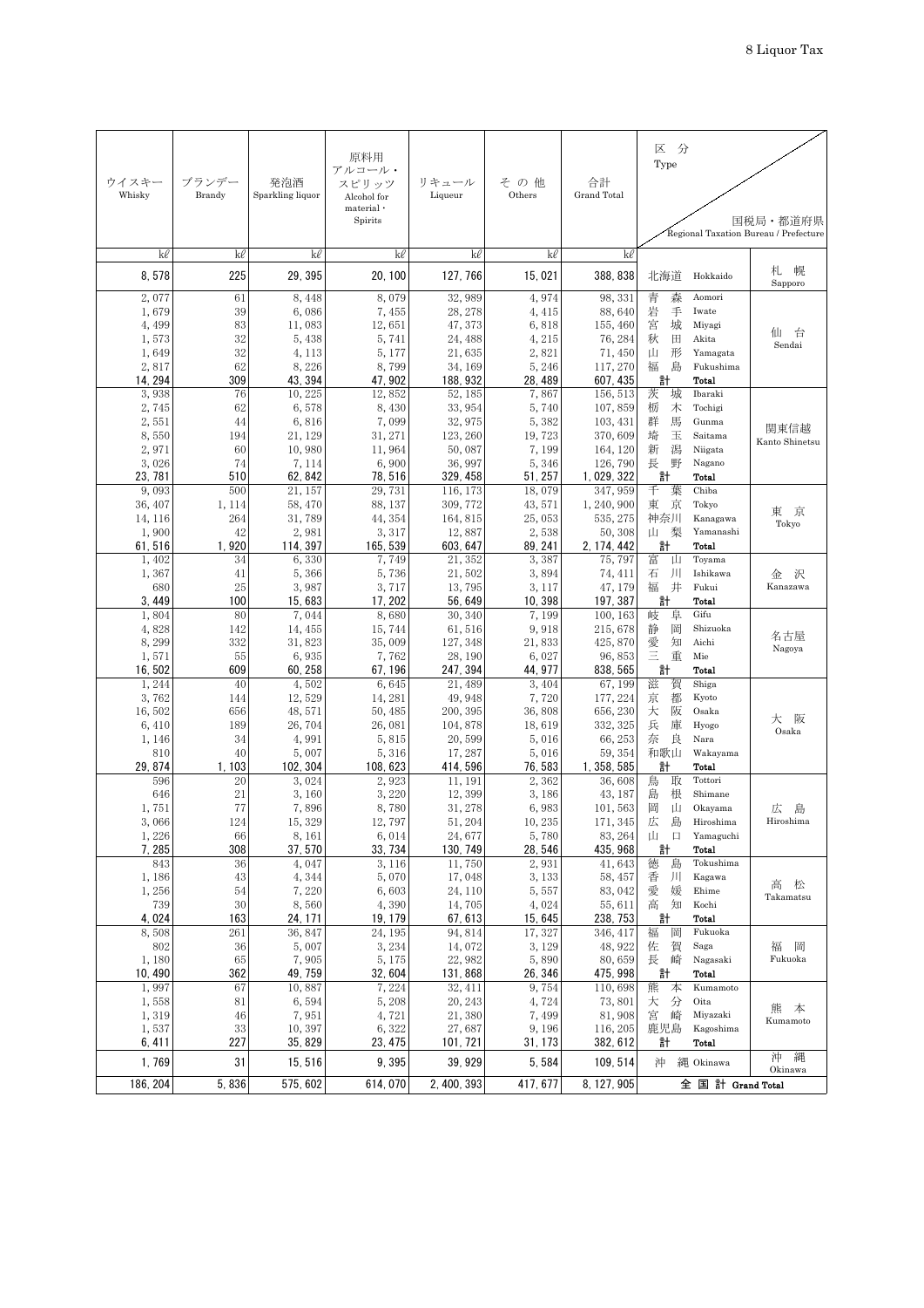| ウイスキー Whisky | ブランデー Brandy | 発泡酒 Sparkling liquor | 原料用アルコール・スピリッツ Alcohol for material・Spirits | リキュール Liqueur | その他 Others | 合計 Grand Total | 区分 Type | | 国税局・都道府県 Regional Taxation Bureau / Prefecture |
|---|---|---|---|---|---|---|---|---|---|
| kℓ | kℓ | kℓ | kℓ | kℓ | kℓ | kℓ | | | |
| 8,578 | 225 | 29,395 | 20,100 | 127,766 | 15,021 | 388,838 | 北海道 | Hokkaido | 札幌 Sapporo |
| 2,077 | 61 | 8,448 | 8,079 | 32,989 | 4,974 | 98,331 | 青森 | Aomori | 仙台 Sendai |
| 1,679 | 39 | 6,086 | 7,455 | 28,278 | 4,415 | 88,640 | 岩手 | Iwate | |
| 4,499 | 83 | 11,083 | 12,651 | 47,373 | 6,818 | 155,460 | 宮城 | Miyagi | |
| 1,573 | 32 | 5,438 | 5,741 | 24,488 | 4,215 | 76,284 | 秋田 | Akita | |
| 1,649 | 32 | 4,113 | 5,177 | 21,635 | 2,821 | 71,450 | 山形 | Yamagata | |
| 2,817 | 62 | 8,226 | 8,799 | 34,169 | 5,246 | 117,270 | 福島 | Fukushima | |
| 14,294 | 309 | 43,394 | 47,902 | 188,932 | 28,489 | 607,435 | 計 | Total | |
| 3,938 | 76 | 10,225 | 12,852 | 52,185 | 7,867 | 156,513 | 茨城 | Ibaraki | 関東信越 Kanto Shinetsu |
| 2,745 | 62 | 6,578 | 8,430 | 33,954 | 5,740 | 107,859 | 栃木 | Tochigi | |
| 2,551 | 44 | 6,816 | 7,099 | 32,975 | 5,382 | 103,431 | 群馬 | Gunma | |
| 8,550 | 194 | 21,129 | 31,271 | 123,260 | 19,723 | 370,609 | 埼玉 | Saitama | |
| 2,971 | 60 | 10,980 | 11,964 | 50,087 | 7,199 | 164,120 | 新潟 | Niigata | |
| 3,026 | 74 | 7,114 | 6,900 | 36,997 | 5,346 | 126,790 | 長野 | Nagano | |
| 23,781 | 510 | 62,842 | 78,516 | 329,458 | 51,257 | 1,029,322 | 計 | Total | |
| 9,093 | 500 | 21,157 | 29,731 | 116,173 | 18,079 | 347,959 | 千葉 | Chiba | 東京 Tokyo |
| 36,407 | 1,114 | 58,470 | 88,137 | 309,772 | 43,571 | 1,240,900 | 東京 | Tokyo | |
| 14,116 | 264 | 31,789 | 44,354 | 164,815 | 25,053 | 535,275 | 神奈川 | Kanagawa | |
| 1,900 | 42 | 2,981 | 3,317 | 12,887 | 2,538 | 50,308 | 山梨 | Yamanashi | |
| 61,516 | 1,920 | 114,397 | 165,539 | 603,647 | 89,241 | 2,174,442 | 計 | Total | |
| 1,402 | 34 | 6,330 | 7,749 | 21,352 | 3,387 | 75,797 | 富山 | Toyama | 金沢 Kanazawa |
| 1,367 | 41 | 5,366 | 5,736 | 21,502 | 3,894 | 74,411 | 石川 | Ishikawa | |
| 680 | 25 | 3,987 | 3,717 | 13,795 | 3,117 | 47,179 | 福井 | Fukui | |
| 3,449 | 100 | 15,683 | 17,202 | 56,649 | 10,398 | 197,387 | 計 | Total | |
| 1,804 | 80 | 7,044 | 8,680 | 30,340 | 7,199 | 100,163 | 岐阜 | Gifu | 名古屋 Nagoya |
| 4,828 | 142 | 14,455 | 15,744 | 61,516 | 9,918 | 215,678 | 静岡 | Shizuoka | |
| 8,299 | 332 | 31,823 | 35,009 | 127,348 | 21,833 | 425,870 | 愛知 | Aichi | |
| 1,571 | 55 | 6,935 | 7,762 | 28,190 | 6,027 | 96,853 | 三重 | Mie | |
| 16,502 | 609 | 60,258 | 67,196 | 247,394 | 44,977 | 838,565 | 計 | Total | |
| 1,244 | 40 | 4,502 | 6,645 | 21,489 | 3,404 | 67,199 | 滋賀 | Shiga | 大阪 Osaka |
| 3,762 | 144 | 12,529 | 14,281 | 49,948 | 7,720 | 177,224 | 京都 | Kyoto | |
| 16,502 | 656 | 48,571 | 50,485 | 200,395 | 36,808 | 656,230 | 大阪 | Osaka | |
| 6,410 | 189 | 26,704 | 26,081 | 104,878 | 18,619 | 332,325 | 兵庫 | Hyogo | |
| 1,146 | 34 | 4,991 | 5,815 | 20,599 | 5,016 | 66,253 | 奈良 | Nara | |
| 810 | 40 | 5,007 | 5,316 | 17,287 | 5,016 | 59,354 | 和歌山 | Wakayama | |
| 29,874 | 1,103 | 102,304 | 108,623 | 414,596 | 76,583 | 1,358,585 | 計 | Total | |
| 596 | 20 | 3,024 | 2,923 | 11,191 | 2,362 | 36,608 | 鳥取 | Tottori | 広島 Hiroshima |
| 646 | 21 | 3,160 | 3,220 | 12,399 | 3,186 | 43,187 | 島根 | Shimane | |
| 1,751 | 77 | 7,896 | 8,780 | 31,278 | 6,983 | 101,563 | 岡山 | Okayama | |
| 3,066 | 124 | 15,329 | 12,797 | 51,204 | 10,235 | 171,345 | 広島 | Hiroshima | |
| 1,226 | 66 | 8,161 | 6,014 | 24,677 | 5,780 | 83,264 | 山口 | Yamaguchi | |
| 7,285 | 308 | 37,570 | 33,734 | 130,749 | 28,546 | 435,968 | 計 | Total | |
| 843 | 36 | 4,047 | 3,116 | 11,750 | 2,931 | 41,643 | 徳島 | Tokushima | 高松 Takamatsu |
| 1,186 | 43 | 4,344 | 5,070 | 17,048 | 3,133 | 58,457 | 香川 | Kagawa | |
| 1,256 | 54 | 7,220 | 6,603 | 24,110 | 5,557 | 83,042 | 愛媛 | Ehime | |
| 739 | 30 | 8,560 | 4,390 | 14,705 | 4,024 | 55,611 | 高知 | Kochi | |
| 4,024 | 163 | 24,171 | 19,179 | 67,613 | 15,645 | 238,753 | 計 | Total | |
| 8,508 | 261 | 36,847 | 24,195 | 94,814 | 17,327 | 346,417 | 福岡 | Fukuoka | 福岡 Fukuoka |
| 802 | 36 | 5,007 | 3,234 | 14,072 | 3,129 | 48,922 | 佐賀 | Saga | |
| 1,180 | 65 | 7,905 | 5,175 | 22,982 | 5,890 | 80,659 | 長崎 | Nagasaki | |
| 10,490 | 362 | 49,759 | 32,604 | 131,868 | 26,346 | 475,998 | 計 | Total | |
| 1,997 | 67 | 10,887 | 7,224 | 32,411 | 9,754 | 110,698 | 熊本 | Kumamoto | 熊本 Kumamoto |
| 1,558 | 81 | 6,594 | 5,208 | 20,243 | 4,724 | 73,801 | 大分 | Oita | |
| 1,319 | 46 | 7,951 | 4,721 | 21,380 | 7,499 | 81,908 | 宮崎 | Miyazaki | |
| 1,537 | 33 | 10,397 | 6,322 | 27,687 | 9,196 | 116,205 | 鹿児島 | Kagoshima | |
| 6,411 | 227 | 35,829 | 23,475 | 101,721 | 31,173 | 382,612 | 計 | Total | |
| 1,769 | 31 | 15,516 | 9,395 | 39,929 | 5,584 | 109,514 | 沖縄 | Okinawa | 沖縄 Okinawa |
| 186,204 | 5,836 | 575,602 | 614,070 | 2,400,393 | 417,677 | 8,127,905 | 全国計 | Grand Total | |